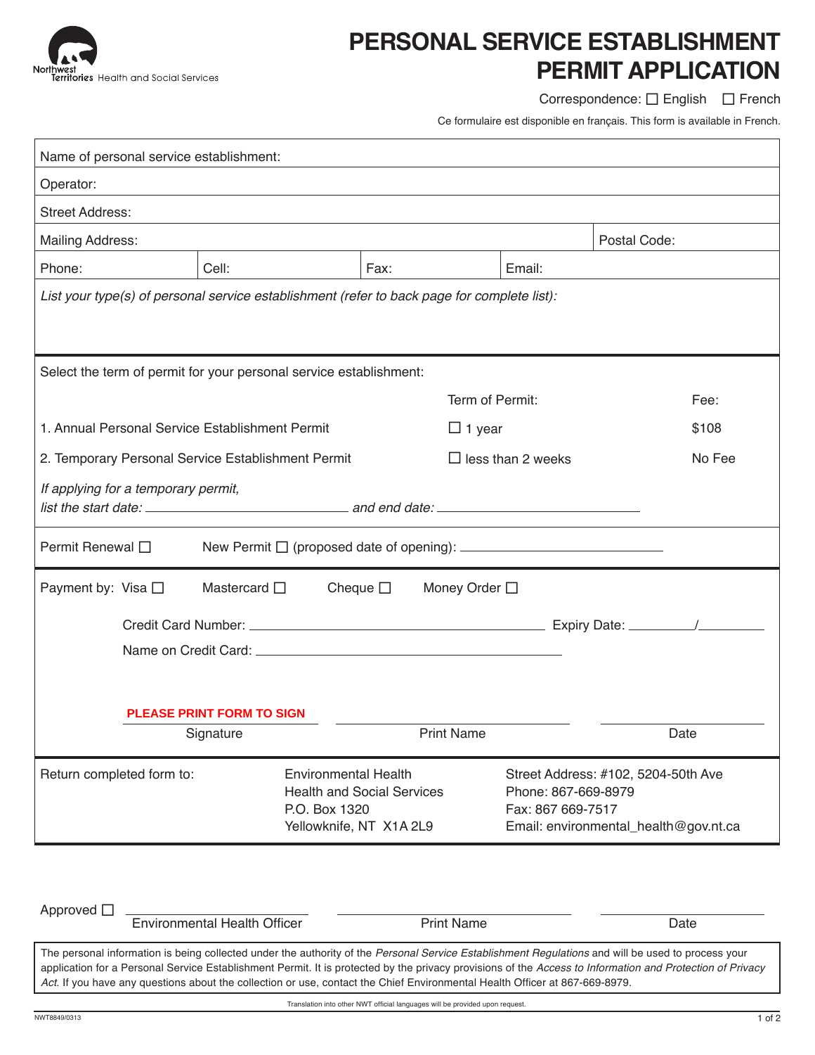Northwest Territories Health and Social Services

# PERSONAL SERVICE ESTABLISHMENT PERMIT APPLICATION

Correspondence: ☐ English ☐ French

Ce formulaire est disponible en français. This form is available in French.

| | | | | |
|---|---|---|---|---|
| Name of personal service establishment: | | | | |
| Operator: | | | | |
| Street Address: | | | | |
| Mailing Address: | | | | Postal Code: |
| Phone: | Cell: | Fax: | Email: | |

*List your type(s) of personal service establishment (refer to back page for complete list):*

Select the term of permit for your personal service establishment:

| | Term of Permit: | Fee: |
|---|---|---|
| 1. Annual Personal Service Establishment Permit | ☐ 1 year | $108 |
| 2. Temporary Personal Service Establishment Permit | ☐ less than 2 weeks | No Fee |

*If applying for a temporary permit,*
*list the start date:* ______________________ *and end date:* ______________________

Permit Renewal ☐ New Permit ☐ (proposed date of opening): ______________________

Payment by: Visa ☐ Mastercard ☐ Cheque ☐ Money Order ☐

Credit Card Number: ______________________ Expiry Date: ________/________

Name on Credit Card: ______________________

**PLEASE PRINT FORM TO SIGN**

| Signature | Print Name | Date |
|---|---|---|
| | | |

Return completed form to:

Environmental Health
Health and Social Services
P.O. Box 1320
Yellowknife, NT X1A 2L9

Street Address: #102, 5204-50th Ave
Phone: 867-669-8979
Fax: 867 669-7517
Email: environmental_health@gov.nt.ca

Approved ☐

| Environmental Health Officer | Print Name | Date |
|---|---|---|
| | | |

The personal information is being collected under the authority of the *Personal Service Establishment Regulations* and will be used to process your application for a Personal Service Establishment Permit. It is protected by the privacy provisions of the *Access to Information and Protection of Privacy Act*. If you have any questions about the collection or use, contact the Chief Environmental Health Officer at 867-669-8979.

Translation into other NWT official languages will be provided upon request.

NWT8849/0313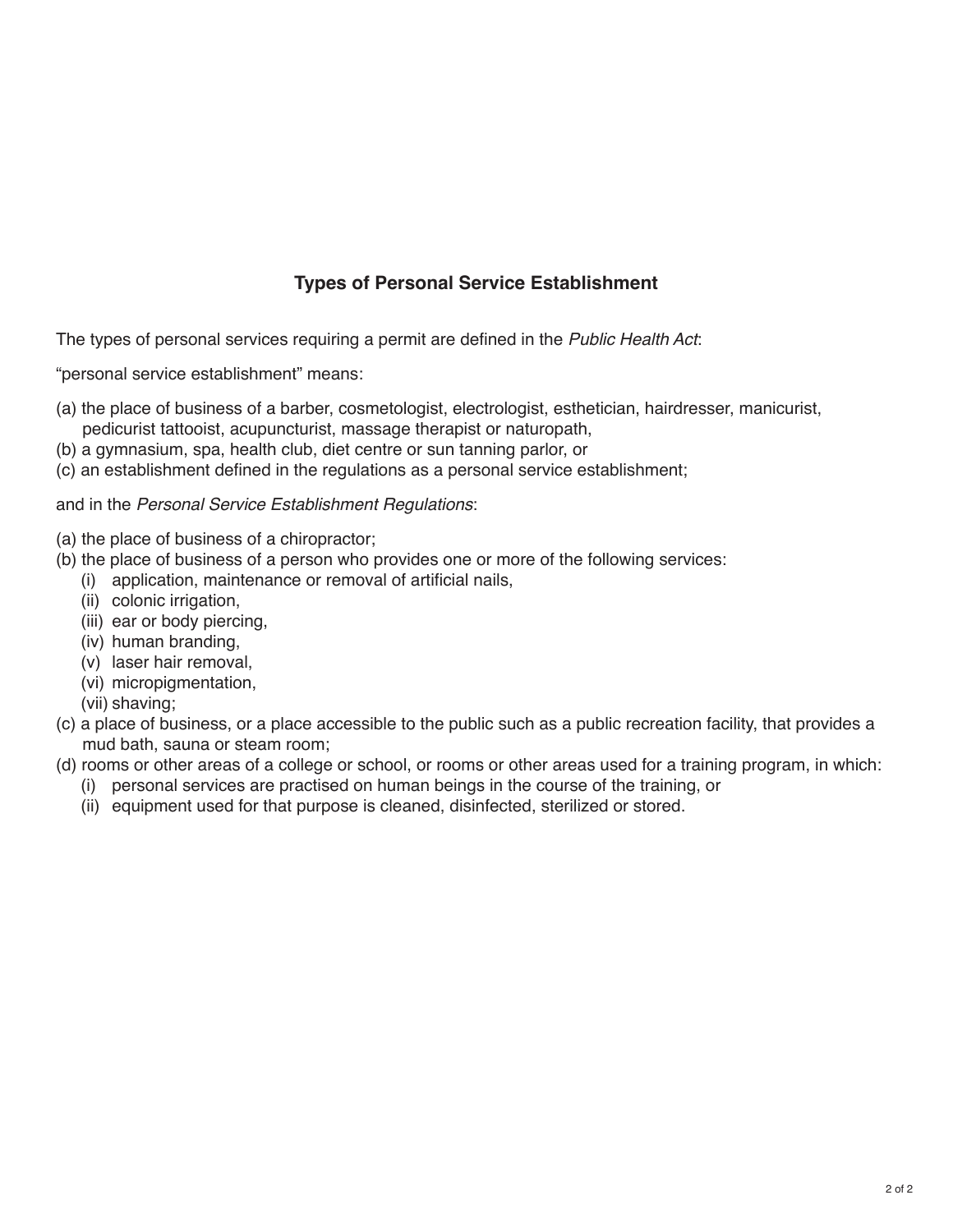## Types of Personal Service Establishment

The types of personal services requiring a permit are defined in the *Public Health Act*:

"personal service establishment" means:

(a) the place of business of a barber, cosmetologist, electrologist, esthetician, hairdresser, manicurist, pedicurist tattooist, acupuncturist, massage therapist or naturopath,
(b) a gymnasium, spa, health club, diet centre or sun tanning parlor, or
(c) an establishment defined in the regulations as a personal service establishment;

and in the *Personal Service Establishment Regulations*:

(a) the place of business of a chiropractor;
(b) the place of business of a person who provides one or more of the following services:
  (i) application, maintenance or removal of artificial nails,
  (ii) colonic irrigation,
  (iii) ear or body piercing,
  (iv) human branding,
  (v) laser hair removal,
  (vi) micropigmentation,
  (vii) shaving;
(c) a place of business, or a place accessible to the public such as a public recreation facility, that provides a mud bath, sauna or steam room;
(d) rooms or other areas of a college or school, or rooms or other areas used for a training program, in which:
  (i) personal services are practised on human beings in the course of the training, or
  (ii) equipment used for that purpose is cleaned, disinfected, sterilized or stored.